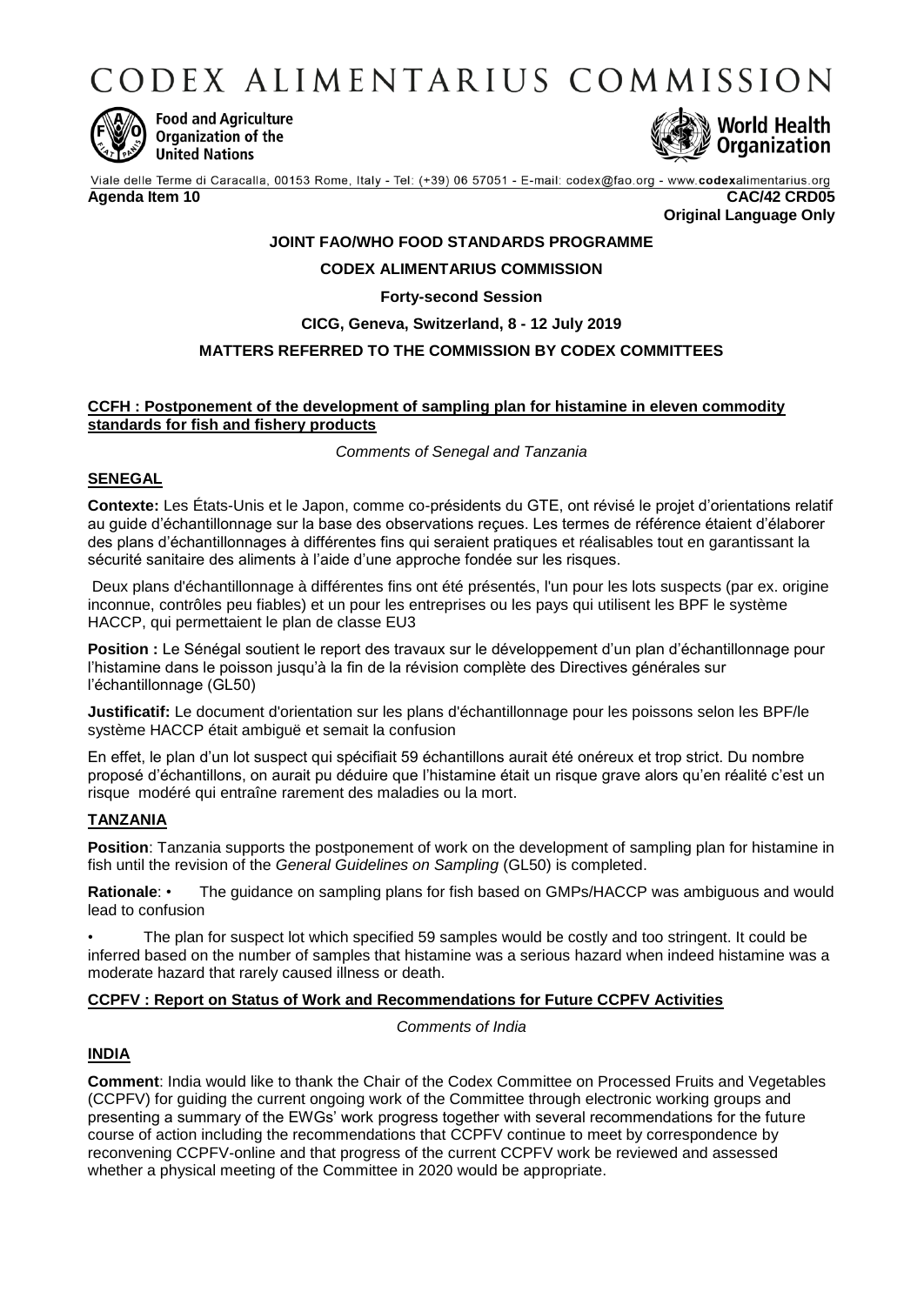# CODEX ALIMENTARIUS COMMISSION

Food and Agriculture Organization of the United Nations

World Health Organization

Viale delle Terme di Caracalla, 00153 Rome, Italy - Tel: (+39) 06 57051 - E-mail: codex@fao.org - www.codexalimentarius.org

**Agenda Item 10** **CAC/42 CRD05**

**Original Language Only**

**JOINT FAO/WHO FOOD STANDARDS PROGRAMME**

**CODEX ALIMENTARIUS COMMISSION**

**Forty-second Session**

**CICG, Geneva, Switzerland, 8 - 12 July 2019**

**MATTERS REFERRED TO THE COMMISSION BY CODEX COMMITTEES**

**CCFH : Postponement of the development of sampling plan for histamine in eleven commodity standards for fish and fishery products**

*Comments of Senegal and Tanzania*

**SENEGAL**

**Contexte:** Les États-Unis et le Japon, comme co-présidents du GTE, ont révisé le projet d'orientations relatif au guide d'échantillonnage sur la base des observations reçues. Les termes de référence étaient d'élaborer des plans d'échantillonnages à différentes fins qui seraient pratiques et réalisables tout en garantissant la sécurité sanitaire des aliments à l'aide d'une approche fondée sur les risques.

Deux plans d'échantillonnage à différentes fins ont été présentés, l'un pour les lots suspects (par ex. origine inconnue, contrôles peu fiables) et un pour les entreprises ou les pays qui utilisent les BPF le système HACCP, qui permettaient le plan de classe EU3

**Position :** Le Sénégal soutient le report des travaux sur le développement d'un plan d'échantillonnage pour l'histamine dans le poisson jusqu'à la fin de la révision complète des Directives générales sur l'échantillonnage (GL50)

**Justificatif:** Le document d'orientation sur les plans d'échantillonnage pour les poissons selon les BPF/le système HACCP était ambiguë et semait la confusion

En effet, le plan d'un lot suspect qui spécifiait 59 échantillons aurait été onéreux et trop strict. Du nombre proposé d'échantillons, on aurait pu déduire que l'histamine était un risque grave alors qu'en réalité c'est un risque modéré qui entraîne rarement des maladies ou la mort.

**TANZANIA**

**Position**: Tanzania supports the postponement of work on the development of sampling plan for histamine in fish until the revision of the *General Guidelines on Sampling* (GL50) is completed.

**Rationale**: • The guidance on sampling plans for fish based on GMPs/HACCP was ambiguous and would lead to confusion

• The plan for suspect lot which specified 59 samples would be costly and too stringent. It could be inferred based on the number of samples that histamine was a serious hazard when indeed histamine was a moderate hazard that rarely caused illness or death.

**CCPFV : Report on Status of Work and Recommendations for Future CCPFV Activities**

*Comments of India*

**INDIA**

**Comment**: India would like to thank the Chair of the Codex Committee on Processed Fruits and Vegetables (CCPFV) for guiding the current ongoing work of the Committee through electronic working groups and presenting a summary of the EWGs' work progress together with several recommendations for the future course of action including the recommendations that CCPFV continue to meet by correspondence by reconvening CCPFV-online and that progress of the current CCPFV work be reviewed and assessed whether a physical meeting of the Committee in 2020 would be appropriate.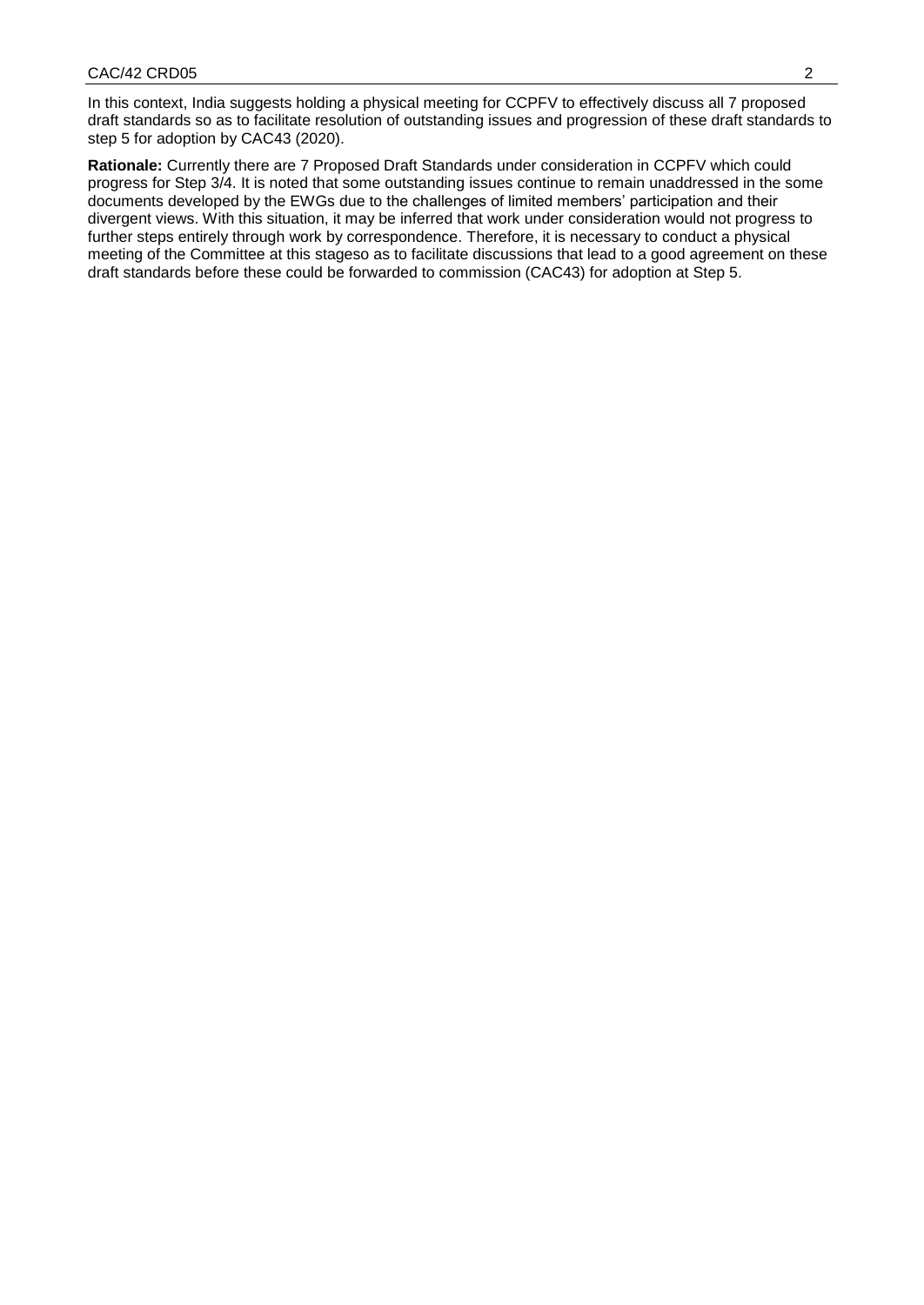In this context, India suggests holding a physical meeting for CCPFV to effectively discuss all 7 proposed draft standards so as to facilitate resolution of outstanding issues and progression of these draft standards to step 5 for adoption by CAC43 (2020).

**Rationale:** Currently there are 7 Proposed Draft Standards under consideration in CCPFV which could progress for Step 3/4. It is noted that some outstanding issues continue to remain unaddressed in the some documents developed by the EWGs due to the challenges of limited members' participation and their divergent views. With this situation, it may be inferred that work under consideration would not progress to further steps entirely through work by correspondence. Therefore, it is necessary to conduct a physical meeting of the Committee at this stageso as to facilitate discussions that lead to a good agreement on these draft standards before these could be forwarded to commission (CAC43) for adoption at Step 5.